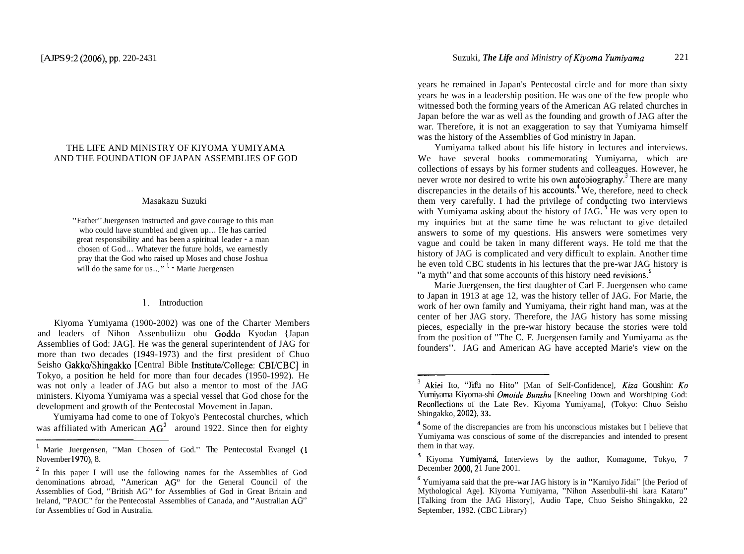# THE LIFE AND MINISTRY OF KIYOMA YUMIYAMA AND THE FOUNDATION OF JAPAN ASSEMBLIES OF GOD

Masakazu Suzuki

> "Father" Juergensen instructed and gave courage to this man who could have stumbled and given up... He has carried great responsibility and has been a spiritual leader - a man chosen of God... Whatever the future holds, we earnestly pray that the God who raised up Moses and chose Joshua will do the same for us..."[1] - Marie Juergensen

## 1. Introduction

Kiyoma Yumiyama (1900-2002) was one of the Charter Members and leaders of Nihon Assenbuliizu obu Goddo Kyodan {Japan Assemblies of God: JAG]. He was the general superintendent of JAG for more than two decades (1949-1973) and the first president of Chuo Seisho Gakko/Shingakko [Central Bible Institute/College: CBI/CBC] in Tokyo, a position he held for more than four decades (1950-1992). He was not only a leader of JAG but also a mentor to most of the JAG ministers. Kiyoma Yumiyama was a special vessel that God chose for the development and growth of the Pentecostal Movement in Japan.

Yumiyama had come to one of Tokyo's Pentecostal churches, which was affiliated with American AG[2] around 1922. Since then for eighty years he remained in Japan's Pentecostal circle and for more than sixty years he was in a leadership position. He was one of the few people who witnessed both the forming years of the American AG related churches in Japan before the war as well as the founding and growth of JAG after the war. Therefore, it is not an exaggeration to say that Yumiyama himself was the history of the Assemblies of God ministry in Japan.

Yumiyama talked about his life history in lectures and interviews. We have several books commemorating Yumiyarna, which are collections of essays by his former students and colleagues. However, he never wrote nor desired to write his own autobiography.[3] There are many discrepancies in the details of his accounts.[4] We, therefore, need to check them very carefully. I had the privilege of conducting two interviews with Yumiyama asking about the history of JAG.[5] He was very open to my inquiries but at the same time he was reluctant to give detailed answers to some of my questions. His answers were sometimes very vague and could be taken in many different ways. He told me that the history of JAG is complicated and very difficult to explain. Another time he even told CBC students in his lectures that the pre-war JAG history is "a myth" and that some accounts of this history need revisions.[6]

Marie Juergensen, the first daughter of Carl F. Juergensen who came to Japan in 1913 at age 12, was the history teller of JAG. For Marie, the work of her own family and Yumiyama, their right hand man, was at the center of her JAG story. Therefore, the JAG history has some missing pieces, especially in the pre-war history because the stories were told from the position of "The C. F. Juergensen family and Yumiyama as the founders". JAG and American AG have accepted Marie's view on the

---

[1] Marie Juergensen, "Man Chosen of God." The Pentecostal Evangel (1 November 1970), 8.

[2] In this paper I will use the following names for the Assemblies of God denominations abroad, "American AG" for the General Council of the Assemblies of God, "British AG" for Assemblies of God in Great Britain and Ireland, "PAOC" for the Pentecostal Assemblies of Canada, and "Australian AG" for Assemblies of God in Australia.

[3] Akiei Ito, "Jifu no Hito" [Man of Self-Confidence], *Kiza* Goushin: *Ko* Yumiyama Kiyoma-shi *Omoide Bunshu* [Kneeling Down and Worshiping God: Recollections of the Late Rev. Kiyoma Yumiyama], (Tokyo: Chuo Seisho Shingakko, 2002), 33.

[4] Some of the discrepancies are from his unconscious mistakes but I believe that Yumiyama was conscious of some of the discrepancies and intended to present them in that way.

[5] Kiyoma Yumiyama, Interviews by the author, Komagome, Tokyo, 7 December 2000, 21 June 2001.

[6] Yumiyama said that the pre-war JAG history is in "Karniyo Jidai" [the Period of Mythological Age]. Kiyoma Yumiyarna, "Nihon Assenbulii-shi kara Kataru" [Talking from the JAG History], Audio Tape, Chuo Seisho Shingakko, 22 September, 1992. (CBC Library)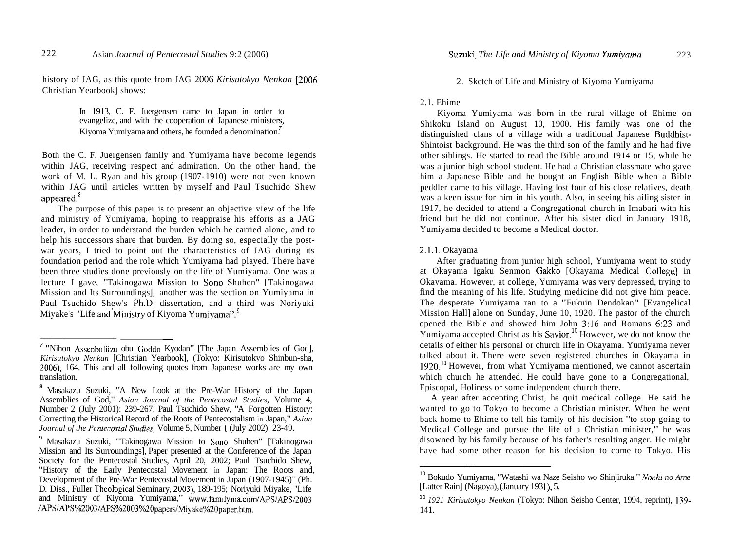history of JAG, as this quote from JAG 2006 *Kirisutokyo Nenkan* [2006 Christian Yearbook] shows:

> In 1913, C. F. Juergensen came to Japan in order to evangelize, and with the cooperation of Japanese ministers, Kiyoma Yumiyama and others, he founded a denomination.[7]

Both the C. F. Juergensen family and Yumiyama have become legends within JAG, receiving respect and admiration. On the other hand, the work of M. L. Ryan and his group (1907-1910) were not even known within JAG until articles written by myself and Paul Tsuchido Shew appeared.[8]

The purpose of this paper is to present an objective view of the life and ministry of Yumiyama, hoping to reappraise his efforts as a JAG leader, in order to understand the burden which he carried alone, and to help his successors share that burden. By doing so, especially the post-war years, I tried to point out the characteristics of JAG during its foundation period and the role which Yumiyama had played. There have been three studies done previously on the life of Yumiyama. One was a lecture I gave, "Takinogawa Mission to Sono Shuhen" [Takinogawa Mission and Its Surroundings], another was the section on Yumiyama in Paul Tsuchido Shew's Ph.D. dissertation, and a third was Noriyuki Miyake's "Life and Ministry of Kiyoma Yumiyama".[9]

## 2. Sketch of Life and Ministry of Kiyoma Yumiyama

### 2.1. Ehime

Kiyoma Yumiyama was born in the rural village of Ehime on Shikoku Island on August 10, 1900. His family was one of the distinguished clans of a village with a traditional Japanese Buddhist-Shintoist background. He was the third son of the family and he had five other siblings. He started to read the Bible around 1914 or 15, while he was a junior high school student. He had a Christian classmate who gave him a Japanese Bible and he bought an English Bible when a Bible peddler came to his village. Having lost four of his close relatives, death was a keen issue for him in his youth. Also, in seeing his ailing sister in 1917, he decided to attend a Congregational church in Imabari with his friend but he did not continue. After his sister died in January 1918, Yumiyama decided to become a Medical doctor.

#### 2.1.1. Okayama

After graduating from junior high school, Yumiyama went to study at Okayama Igaku Senmon Gakko [Okayama Medical College] in Okayama. However, at college, Yumiyama was very depressed, trying to find the meaning of his life. Studying medicine did not give him peace. The desperate Yumiyama ran to a "Fukuin Dendokan" [Evangelical Mission Hall] alone on Sunday, June 10, 1920. The pastor of the church opened the Bible and showed him John 3:16 and Romans 6:23 and Yumiyama accepted Christ as his Savior.[10] However, we do not know the details of either his personal or church life in Okayama. Yumiyama never talked about it. There were seven registered churches in Okayama in 1920.[11] However, from what Yumiyama mentioned, we cannot ascertain which church he attended. He could have gone to a Congregational, Episcopal, Holiness or some independent church there.

A year after accepting Christ, he quit medical college. He said he wanted to go to Tokyo to become a Christian minister. When he went back home to Ehime to tell his family of his decision "to stop going to Medical College and pursue the life of a Christian minister," he was disowned by his family because of his father's resulting anger. He might have had some other reason for his decision to come to Tokyo. His

---

[7] "Nihon Assenbuliizu obu Goddo Kyodan" [The Japan Assemblies of God], *Kirisutokyo Nenkan* [Christian Yearbook], (Tokyo: Kirisutokyo Shinbun-sha, 2006), 164. This and all following quotes from Japanese works are my own translation.

[8] Masakazu Suzuki, "A New Look at the Pre-War History of the Japan Assemblies of God," *Asian Journal of the Pentecostal Studies*, Volume 4, Number 2 (July 2001): 239-267; Paul Tsuchido Shew, "A Forgotten History: Correcting the Historical Record of the Roots of Pentecostalism in Japan," *Asian Journal of the Pentecostal Studies*, Volume 5, Number 1 (July 2002): 23-49.

[9] Masakazu Suzuki, "Takinogawa Mission to Sono Shuhen" [Takinogawa Mission and Its Surroundings], Paper presented at the Conference of the Japan Society for the Pentecostal Studies, April 20, 2002; Paul Tsuchido Shew, "History of the Early Pentecostal Movement in Japan: The Roots and, Development of the Pre-War Pentecostal Movement in Japan (1907-1945)" (Ph. D. Diss., Fuller Theological Seminary, 2003), 189-195; Noriyuki Miyake, "Life and Ministry of Kiyoma Yumiyama," www.familyma.com/APS/APS/2003/APS/APS%2003/APS%2003%20papers/Miyake%20paper.htm.

[10] Bokudo Yumiyama, "Watashi wa Naze Seisho wo Shinjiruka," *Nochi no Arne* [Latter Rain] (Nagoya), (January 1931), 5.

[11] *1921 Kirisutokyo Nenkan* (Tokyo: Nihon Seisho Center, 1994, reprint), 139-141.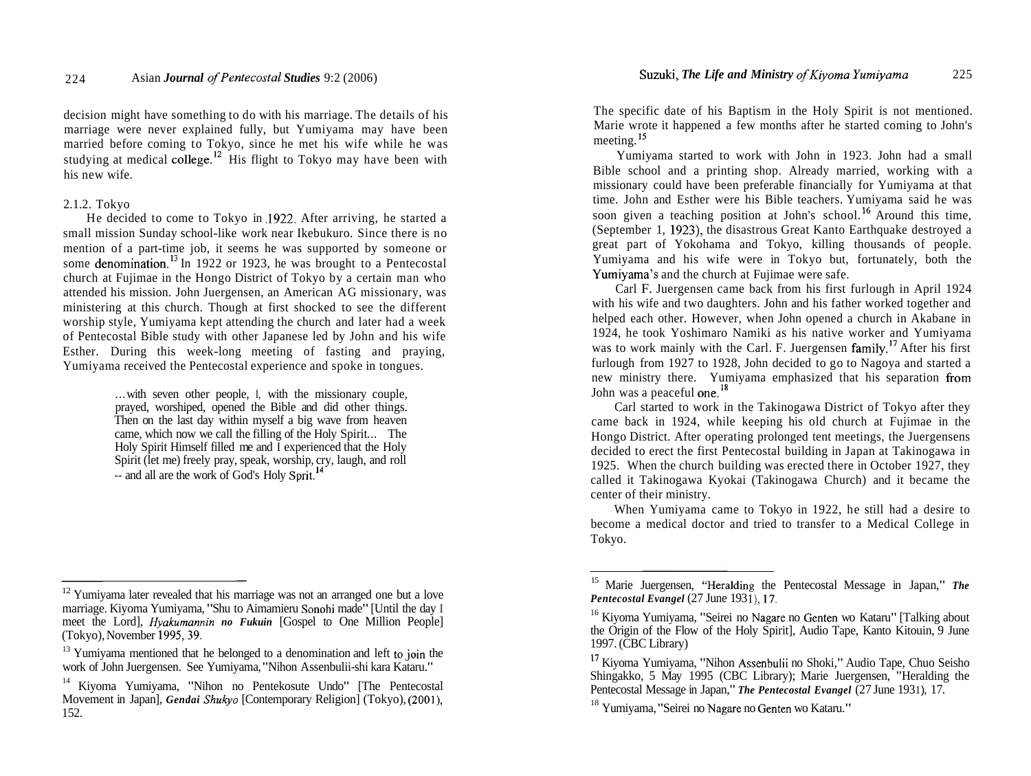decision might have something to do with his marriage. The details of his marriage were never explained fully, but Yumiyama may have been married before coming to Tokyo, since he met his wife while he was studying at medical college.[12] His flight to Tokyo may have been with his new wife.

2.1.2. Tokyo

He decided to come to Tokyo in 1922. After arriving, he started a small mission Sunday school-like work near Ikebukuro. Since there is no mention of a part-time job, it seems he was supported by someone or some denomination.[13] In 1922 or 1923, he was brought to a Pentecostal church at Fujimae in the Hongo District of Tokyo by a certain man who attended his mission. John Juergensen, an American AG missionary, was ministering at this church. Though at first shocked to see the different worship style, Yumiyama kept attending the church and later had a week of Pentecostal Bible study with other Japanese led by John and his wife Esther. During this week-long meeting of fasting and praying, Yumiyama received the Pentecostal experience and spoke in tongues.

> ...with seven other people, I, with the missionary couple, prayed, worshiped, opened the Bible and did other things. Then on the last day within myself a big wave from heaven came, which now we call the filling of the Holy Spirit... The Holy Spirit Himself filled me and I experienced that the Holy Spirit (let me) freely pray, speak, worship, cry, laugh, and roll -- and all are the work of God's Holy Sprit.[14]

The specific date of his Baptism in the Holy Spirit is not mentioned. Marie wrote it happened a few months after he started coming to John's meeting.[15]

Yumiyama started to work with John in 1923. John had a small Bible school and a printing shop. Already married, working with a missionary could have been preferable financially for Yumiyama at that time. John and Esther were his Bible teachers. Yumiyama said he was soon given a teaching position at John's school.[16] Around this time, (September 1, 1923), the disastrous Great Kanto Earthquake destroyed a great part of Yokohama and Tokyo, killing thousands of people. Yumiyama and his wife were in Tokyo but, fortunately, both the Yumiyama's and the church at Fujimae were safe.

Carl F. Juergensen came back from his first furlough in April 1924 with his wife and two daughters. John and his father worked together and helped each other. However, when John opened a church in Akabane in 1924, he took Yoshimaro Namiki as his native worker and Yumiyama was to work mainly with the Carl. F. Juergensen family.[17] After his first furlough from 1927 to 1928, John decided to go to Nagoya and started a new ministry there. Yumiyama emphasized that his separation from John was a peaceful one.[18]

Carl started to work in the Takinogawa District of Tokyo after they came back in 1924, while keeping his old church at Fujimae in the Hongo District. After operating prolonged tent meetings, the Juergensens decided to erect the first Pentecostal building in Japan at Takinogawa in 1925. When the church building was erected there in October 1927, they called it Takinogawa Kyokai (Takinogawa Church) and it became the center of their ministry.

When Yumiyama came to Tokyo in 1922, he still had a desire to become a medical doctor and tried to transfer to a Medical College in Tokyo.

---

[12] Yumiyama later revealed that his marriage was not an arranged one but a love marriage. Kiyoma Yumiyama, "Shu to Aimamieru Sonohi made" [Until the day I meet the Lord], *Hyakumannin no Fukuin* [Gospel to One Million People] (Tokyo), November 1995, 39.

[13] Yumiyama mentioned that he belonged to a denomination and left to join the work of John Juergensen. See Yumiyama, "Nihon Assenbulii-shi kara Kataru."

[14] Kiyoma Yumiyama, "Nihon no Pentekosute Undo" [The Pentecostal Movement in Japan], *Gendai Shukyo* [Contemporary Religion] (Tokyo), (2001), 152.

[15] Marie Juergensen, "Heralding the Pentecostal Message in Japan," ***The Pentecostal Evangel*** (27 June 1931), 17.

[16] Kiyoma Yumiyama, "Seirei no Nagare no Genten wo Kataru" [Talking about the Origin of the Flow of the Holy Spirit], Audio Tape, Kanto Kitouin, 9 June 1997. (CBC Library)

[17] Kiyoma Yumiyama, "Nihon Assenbulii no Shoki," Audio Tape, Chuo Seisho Shingakko, 5 May 1995 (CBC Library); Marie Juergensen, "Heralding the Pentecostal Message in Japan," ***The Pentecostal Evangel*** (27 June 1931), 17.

[18] Yumiyama, "Seirei no Nagare no Genten wo Kataru."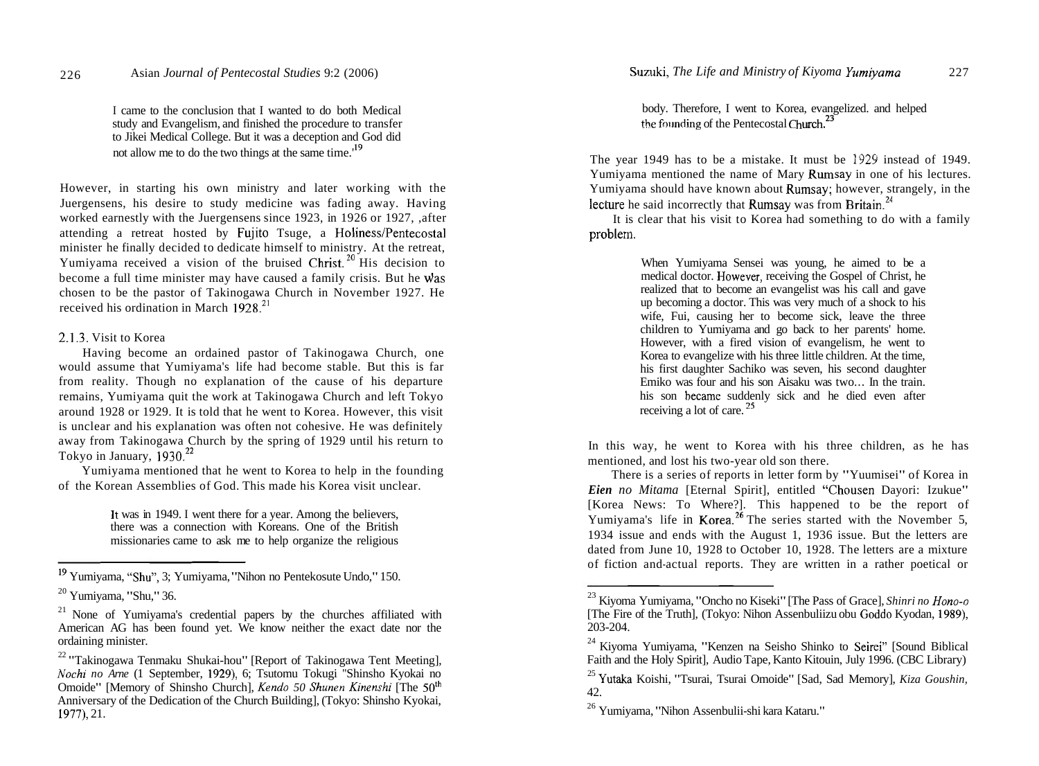> I came to the conclusion that I wanted to do both Medical study and Evangelism, and finished the procedure to transfer to Jikei Medical College. But it was a deception and God did not allow me to do the two things at the same time.'[19]

However, in starting his own ministry and later working with the Juergensens, his desire to study medicine was fading away. Having worked earnestly with the Juergensens since 1923, in 1926 or 1927, ,after attending a retreat hosted by Fujito Tsuge, a Holiness/Pentecostal minister he finally decided to dedicate himself to ministry. At the retreat, Yumiyama received a vision of the bruised Christ.[20] His decision to become a full time minister may have caused a family crisis. But he was chosen to be the pastor of Takinogawa Church in November 1927. He received his ordination in March 1928.[21]

### 2.1.3. Visit to Korea

Having become an ordained pastor of Takinogawa Church, one would assume that Yumiyama's life had become stable. But this is far from reality. Though no explanation of the cause of his departure remains, Yumiyama quit the work at Takinogawa Church and left Tokyo around 1928 or 1929. It is told that he went to Korea. However, this visit is unclear and his explanation was often not cohesive. He was definitely away from Takinogawa Church by the spring of 1929 until his return to Tokyo in January, 1930.[22]

Yumiyama mentioned that he went to Korea to help in the founding of the Korean Assemblies of God. This made his Korea visit unclear.

> It was in 1949. I went there for a year. Among the believers, there was a connection with Koreans. One of the British missionaries came to ask me to help organize the religious body. Therefore, I went to Korea, evangelized. and helped the founding of the Pentecostal Church.[23]

The year 1949 has to be a mistake. It must be 1929 instead of 1949. Yumiyama mentioned the name of Mary Rumsay in one of his lectures. Yumiyama should have known about Rumsay; however, strangely, in the lecture he said incorrectly that Rumsay was from Britain.[24]

It is clear that his visit to Korea had something to do with a family problem.

> When Yumiyama Sensei was young, he aimed to be a medical doctor. However, receiving the Gospel of Christ, he realized that to become an evangelist was his call and gave up becoming a doctor. This was very much of a shock to his wife, Fui, causing her to become sick, leave the three children to Yumiyama and go back to her parents' home. However, with a fired vision of evangelism, he went to Korea to evangelize with his three little children. At the time, his first daughter Sachiko was seven, his second daughter Emiko was four and his son Aisaku was two... In the train. his son became suddenly sick and he died even after receiving a lot of care.[25]

In this way, he went to Korea with his three children, as he has mentioned, and lost his two-year old son there.

There is a series of reports in letter form by "Yuumisei" of Korea in *Eien no Mitama* [Eternal Spirit], entitled "Chousen Dayori: Izukue" [Korea News: To Where?]. This happened to be the report of Yumiyama's life in Korea.[26] The series started with the November 5, 1934 issue and ends with the August 1, 1936 issue. But the letters are dated from June 10, 1928 to October 10, 1928. The letters are a mixture of fiction and-actual reports. They are written in a rather poetical or

---

[19] Yumiyama, "Shu", 3; Yumiyama, "Nihon no Pentekosute Undo," 150.

[20] Yumiyama, "Shu," 36.

[21] None of Yumiyama's credential papers by the churches affiliated with American AG has been found yet. We know neither the exact date nor the ordaining minister.

[22] "Takinogawa Tenmaku Shukai-hou" [Report of Takinogawa Tent Meeting], *Nochi no Ame* (1 September, 1929), 6; Tsutomu Tokugi "Shinsho Kyokai no Omoide" [Memory of Shinsho Church], *Kendo 50 Shunen Kinenshi* [The 50th Anniversary of the Dedication of the Church Building], (Tokyo: Shinsho Kyokai, 1977), 21.

[23] Kiyoma Yumiyama, "Oncho no Kiseki" [The Pass of Grace], *Shinri no Hono-o* [The Fire of the Truth], (Tokyo: Nihon Assenbuliizu obu Goddo Kyodan, 1989), 203-204.

[24] Kiyoma Yumiyama, "Kenzen na Seisho Shinko to Seirei" [Sound Biblical Faith and the Holy Spirit], Audio Tape, Kanto Kitouin, July 1996. (CBC Library)

[25] Yutaka Koishi, "Tsurai, Tsurai Omoide" [Sad, Sad Memory], *Kiza Goushin,* 42.

[26] Yumiyama, "Nihon Assenbulii-shi kara Kataru."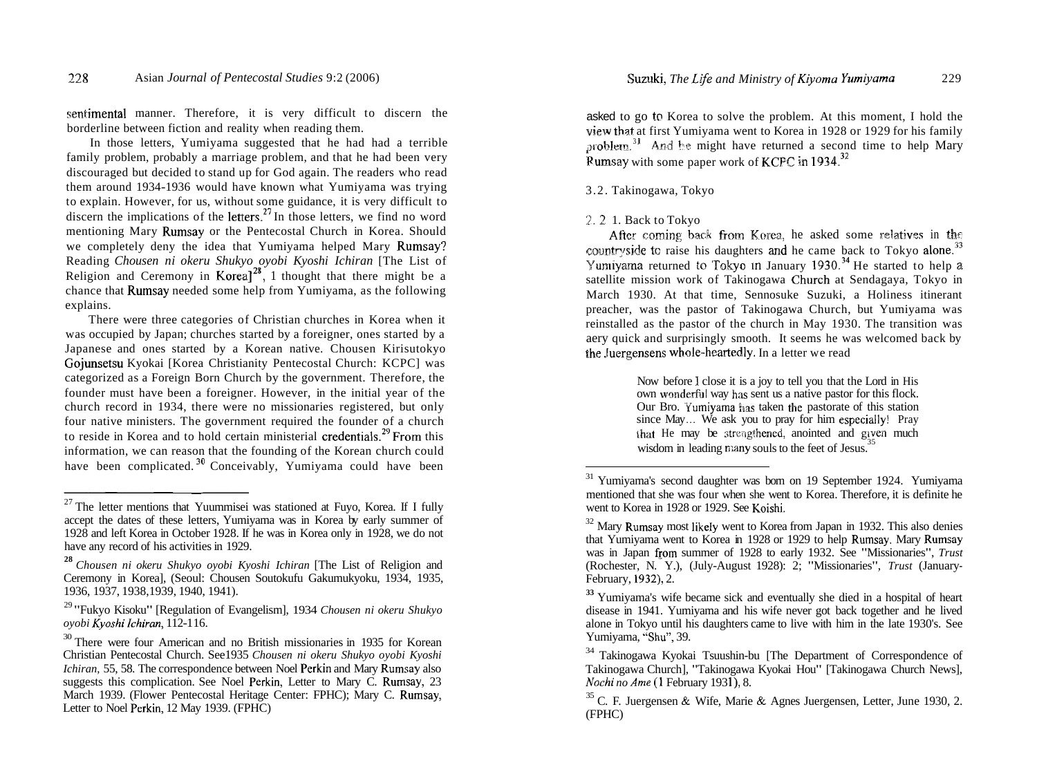sentimental manner. Therefore, it is very difficult to discern the borderline between fiction and reality when reading them.

In those letters, Yumiyama suggested that he had had a terrible family problem, probably a marriage problem, and that he had been very discouraged but decided to stand up for God again. The readers who read them around 1934-1936 would have known what Yumiyama was trying to explain. However, for us, without some guidance, it is very difficult to discern the implications of the letters.[27] In those letters, we find no word mentioning Mary Rumsay or the Pentecostal Church in Korea. Should we completely deny the idea that Yumiyama helped Mary Rumsay? Reading *Chousen ni okeru Shukyo oyobi Kyoshi Ichiran* [The List of Religion and Ceremony in Korea][28], 1 thought that there might be a chance that Rumsay needed some help from Yumiyama, as the following explains.

There were three categories of Christian churches in Korea when it was occupied by Japan; churches started by a foreigner, ones started by a Japanese and ones started by a Korean native. Chousen Kirisutokyo Gojunsetsu Kyokai [Korea Christianity Pentecostal Church: KCPC] was categorized as a Foreign Born Church by the government. Therefore, the founder must have been a foreigner. However, in the initial year of the church record in 1934, there were no missionaries registered, but only four native ministers. The government required the founder of a church to reside in Korea and to hold certain ministerial credentials.[29] From this information, we can reason that the founding of the Korean church could have been complicated.[30] Conceivably, Yumiyama could have been asked to go to Korea to solve the problem. At this moment, I hold the view that at first Yumiyama went to Korea in 1928 or 1929 for his family problem.[31] And he might have returned a second time to help Mary Rumsay with some paper work of KCPC in 1934.[32]

### 3.2. Takinogawa, Tokyo

#### 2. 2 1. Back to Tokyo

After coming back from Korea, he asked some relatives in the countryside to raise his daughters and he came back to Tokyo alone.[33] Yumiyama returned to Tokyo in January 1930.[34] He started to help a satellite mission work of Takinogawa Church at Sendagaya, Tokyo in March 1930. At that time, Sennosuke Suzuki, a Holiness itinerant preacher, was the pastor of Takinogawa Church, but Yumiyama was reinstalled as the pastor of the church in May 1930. The transition was aery quick and surprisingly smooth. It seems he was welcomed back by the Juergensens whole-heartedly. In a letter we read

> Now before I close it is a joy to tell you that the Lord in His own wonderful way has sent us a native pastor for this flock. Our Bro. Yumiyama has taken the pastorate of this station since May... We ask you to pray for him especially! Pray that He may be strengthened, anointed and given much wisdom in leading many souls to the feet of Jesus.[35]

---

[27] The letter mentions that Yuummisei was stationed at Fuyo, Korea. If I fully accept the dates of these letters, Yumiyama was in Korea by early summer of 1928 and left Korea in October 1928. If he was in Korea only in 1928, we do not have any record of his activities in 1929.

[28] *Chousen ni okeru Shukyo oyobi Kyoshi Ichiran* [The List of Religion and Ceremony in Korea], (Seoul: Chousen Soutokufu Gakumukyoku, 1934, 1935, 1936, 1937, 1938,1939, 1940, 1941).

[29] "Fukyo Kisoku" [Regulation of Evangelism], 1934 *Chousen ni okeru Shukyo oyobi Kyoshi Ichiran*, 112-116.

[30] There were four American and no British missionaries in 1935 for Korean Christian Pentecostal Church. See1935 *Chousen ni okeru Shukyo oyobi Kyoshi Ichiran,* 55, 58. The correspondence between Noel Perkin and Mary Rumsay also suggests this complication. See Noel Perkin, Letter to Mary C. Rumsay, 23 March 1939. (Flower Pentecostal Heritage Center: FPHC); Mary C. Rumsay, Letter to Noel Perkin, 12 May 1939. (FPHC)

[31] Yumiyama's second daughter was born on 19 September 1924. Yumiyama mentioned that she was four when she went to Korea. Therefore, it is definite he went to Korea in 1928 or 1929. See Koishi.

[32] Mary Rumsay most likely went to Korea from Japan in 1932. This also denies that Yumiyama went to Korea in 1928 or 1929 to help Rumsay. Mary Rumsay was in Japan from summer of 1928 to early 1932. See "Missionaries", *Trust* (Rochester, N. Y.), (July-August 1928): 2; "Missionaries", *Trust* (January-February, 1932), 2.

[33] Yumiyama's wife became sick and eventually she died in a hospital of heart disease in 1941. Yumiyama and his wife never got back together and he lived alone in Tokyo until his daughters came to live with him in the late 1930's. See Yumiyama, "Shu", 39.

[34] Takinogawa Kyokai Tsuushin-bu [The Department of Correspondence of Takinogawa Church], "Takinogawa Kyokai Hou" [Takinogawa Church News], *Nochi no Ame* (1 February 1931), 8.

[35] C. F. Juergensen & Wife, Marie & Agnes Juergensen, Letter, June 1930, 2. (FPHC)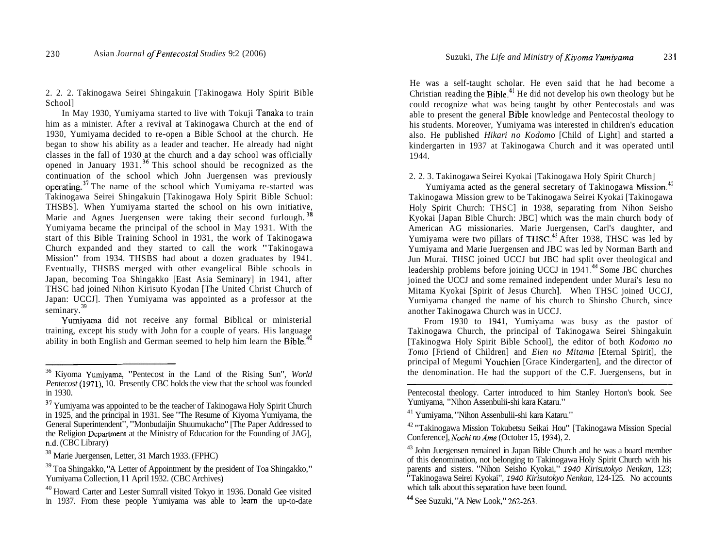2. 2. 2. Takinogawa Seirei Shingakuin [Takinogawa Holy Spirit Bible School]

In May 1930, Yumiyama started to live with Tokuji Tanaka to train him as a minister. After a revival at Takinogawa Church at the end of 1930, Yumiyama decided to re-open a Bible School at the church. He began to show his ability as a leader and teacher. He already had night classes in the fall of 1930 at the church and a day school was officially opened in January 1931.[36] This school should be recognized as the continuation of the school which John Juergensen was previously operating.[37] The name of the school which Yumiyama re-started was Takinogawa Seirei Shingakuin [Takinogawa Holy Spirit Bible Schuol: THSBS]. When Yumiyama started the school on his own initiative, Marie and Agnes Juergensen were taking their second furlough.[38] Yumiyama became the principal of the school in May 1931. With the start of this Bible Training School in 1931, the work of Takinogawa Church expanded and they started to call the work "Takinogawa Mission" from 1934. THSBS had about a dozen graduates by 1941. Eventually, THSBS merged with other evangelical Bible schools in Japan, becoming Toa Shingakko [East Asia Seminary] in 1941, after THSC had joined Nihon Kirisuto Kyodan [The United Christ Church of Japan: UCCJ]. Then Yumiyama was appointed as a professor at the seminary.[39]

Yumiyama did not receive any formal Biblical or ministerial training, except his study with John for a couple of years. His language ability in both English and German seemed to help him learn the Bible.[40] He was a self-taught scholar. He even said that he had become a Christian reading the Bible.[41] He did not develop his own theology but he could recognize what was being taught by other Pentecostals and was able to present the general Bible knowledge and Pentecostal theology to his students. Moreover, Yumiyama was interested in children's education also. He published *Hikari no Kodomo* [Child of Light] and started a kindergarten in 1937 at Takinogawa Church and it was operated until 1944.

2. 2. 3. Takinogawa Seirei Kyokai [Takinogawa Holy Spirit Church]

Yumiyama acted as the general secretary of Takinogawa Mission.[42] Takinogawa Mission grew to be Takinogawa Seirei Kyokai [Takinogawa Holy Spirit Church: THSC] in 1938, separating from Nihon Seisho Kyokai [Japan Bible Church: JBC] which was the main church body of American AG missionaries. Marie Juergensen, Carl's daughter, and Yumiyama were two pillars of THSC.[43] After 1938, THSC was led by Yumiyama and Marie Juergensen and JBC was led by Norman Barth and Jun Murai. THSC joined UCCJ but JBC had split over theological and leadership problems before joining UCCJ in 1941.[44] Some JBC churches joined the UCCJ and some remained independent under Murai's Iesu no Mitama Kyokai [Spirit of Jesus Church]. When THSC joined UCCJ, Yumiyama changed the name of his church to Shinsho Church, since another Takinogawa Church was in UCCJ.

From 1930 to 1941, Yumiyama was busy as the pastor of Takinogawa Church, the principal of Takinogawa Seirei Shingakuin [Takinogwa Holy Spirit Bible School], the editor of both *Kodomo no Tomo* [Friend of Children] and *Eien no Mitama* [Eternal Spirit], the principal of Megumi Youchien [Grace Kindergarten], and the director of the denomination. He had the support of the C.F. Juergensens, but in

---

[36] Kiyoma Yumiyama, "Pentecost in the Land of the Rising Sun", *World Pentecost* (1971), 10. Presently CBC holds the view that the school was founded in 1930.

[37] Yumiyama was appointed to be the teacher of Takinogawa Holy Spirit Church in 1925, and the principal in 1931. See "The Resume of Kiyoma Yumiyama, the General Superintendent", "Monbudaijin Shuumukacho" [The Paper Addressed to the Religion Department at the Ministry of Education for the Founding of JAG], n.d. (CBC Library)

[38] Marie Juergensen, Letter, 31 March 1933. (FPHC)

[39] Toa Shingakko, "A Letter of Appointment by the president of Toa Shingakko," Yumiyama Collection, 11 April 1932. (CBC Archives)

[40] Howard Carter and Lester Sumrall visited Tokyo in 1936. Donald Gee visited in 1937. From these people Yumiyama was able to learn the up-to-date Pentecostal theology. Carter introduced to him Stanley Horton's book. See Yumiyama, "Nihon Assenbulii-shi kara Kataru."

[41] Yumiyama, "Nihon Assenbulii-shi kara Kataru."

[42] "Takinogawa Mission Tokubetsu Seikai Hou" [Takinogawa Mission Special Conference], *Nochi no Ame* (October 15, 1934), 2.

[43] John Juergensen remained in Japan Bible Church and he was a board member of this denomination, not belonging to Takinogawa Holy Spirit Church with his parents and sisters. "Nihon Seisho Kyokai," *1940 Kirisutokyo Nenkan,* 123; "Takinogawa Seirei Kyokai", *1940 Kirisutokyo Nenkan,* 124-125. No accounts which talk about this separation have been found.

[44] See Suzuki, "A New Look," 262-263.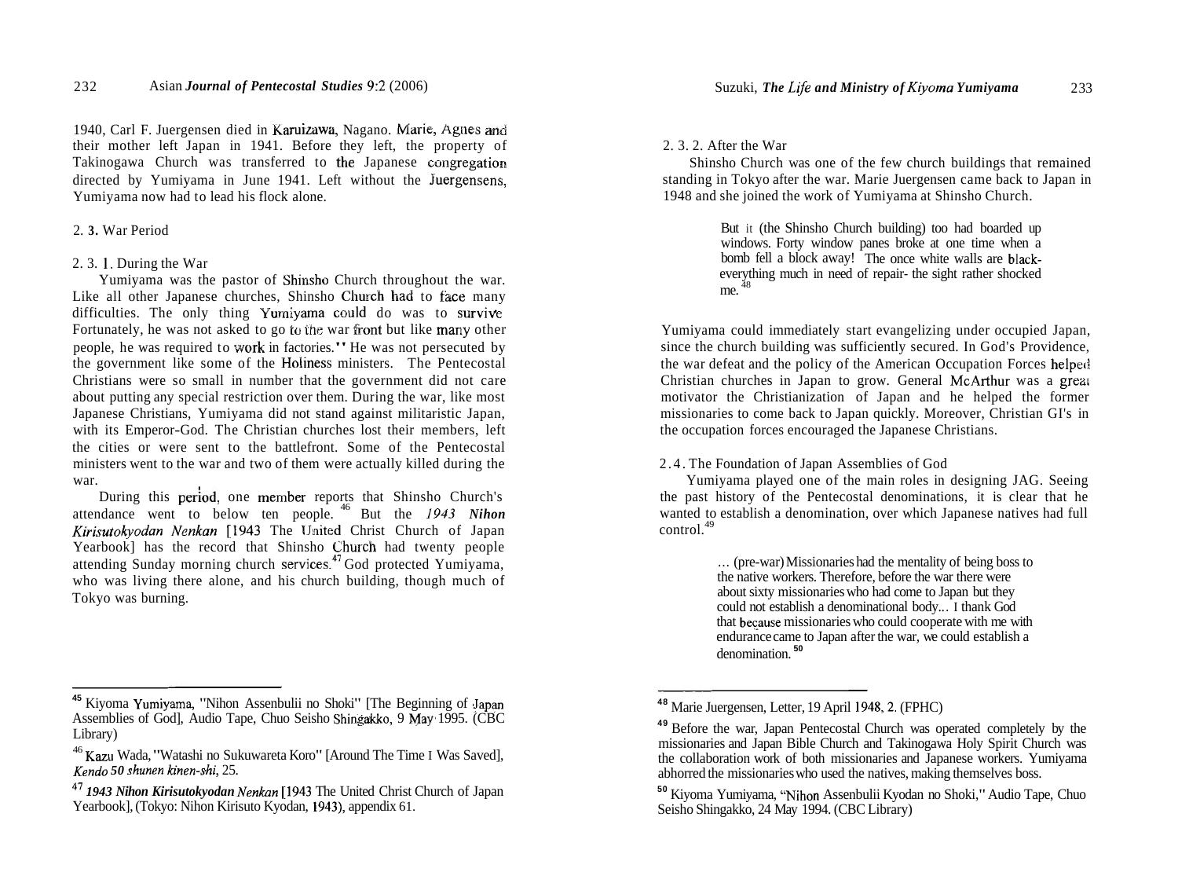1940, Carl F. Juergensen died in Karuizawa, Nagano. Marie, Agnes and their mother left Japan in 1941. Before they left, the property of Takinogawa Church was transferred to the Japanese congregation directed by Yumiyama in June 1941. Left without the Juergensens, Yumiyama now had to lead his flock alone.

## 2. 3. War Period

### 2. 3. 1. During the War

Yumiyama was the pastor of Shinsho Church throughout the war. Like all other Japanese churches, Shinsho Church had to face many difficulties. The only thing Yumiyama could do was to survive. Fortunately, he was not asked to go to the war front but like many other people, he was required to work in factories.[45] He was not persecuted by the government like some of the Holiness ministers. The Pentecostal Christians were so small in number that the government did not care about putting any special restriction over them. During the war, like most Japanese Christians, Yumiyama did not stand against militaristic Japan, with its Emperor-God. The Christian churches lost their members, left the cities or were sent to the battlefront. Some of the Pentecostal ministers went to the war and two of them were actually killed during the war.

During this period, one member reports that Shinsho Church's attendance went to below ten people.[46] But the *1943 Nihon Kirisutokyodan Nenkan* [1943 The United Christ Church of Japan Yearbook] has the record that Shinsho Church had twenty people attending Sunday morning church services.[47] God protected Yumiyama, who was living there alone, and his church building, though much of Tokyo was burning.

### 2. 3. 2. After the War

Shinsho Church was one of the few church buildings that remained standing in Tokyo after the war. Marie Juergensen came back to Japan in 1948 and she joined the work of Yumiyama at Shinsho Church.

> But it (the Shinsho Church building) too had boarded up windows. Forty window panes broke at one time when a bomb fell a block away! The once white walls are black-everything much in need of repair- the sight rather shocked me.[48]

Yumiyama could immediately start evangelizing under occupied Japan, since the church building was sufficiently secured. In God's Providence, the war defeat and the policy of the American Occupation Forces helped Christian churches in Japan to grow. General McArthur was a great motivator the Christianization of Japan and he helped the former missionaries to come back to Japan quickly. Moreover, Christian GI's in the occupation forces encouraged the Japanese Christians.

## 2. 4. The Foundation of Japan Assemblies of God

Yumiyama played one of the main roles in designing JAG. Seeing the past history of the Pentecostal denominations, it is clear that he wanted to establish a denomination, over which Japanese natives had full control.[49]

> ... (pre-war) Missionaries had the mentality of being boss to the native workers. Therefore, before the war there were about sixty missionaries who had come to Japan but they could not establish a denominational body... I thank God that because missionaries who could cooperate with me with endurance came to Japan after the war, we could establish a denomination.[50]

---

[45] Kiyoma Yumiyama, "Nihon Assenbulii no Shoki" [The Beginning of Japan Assemblies of God], Audio Tape, Chuo Seisho Shingakko, 9 May 1995. (CBC Library)

[46] Kazu Wada, "Watashi no Sukuwareta Koro" [Around The Time I Was Saved], *Kendo 50 shunen kinen-shi*, 25.

[47] *1943 Nihon Kirisutokyodan Nenkan* [1943 The United Christ Church of Japan Yearbook], (Tokyo: Nihon Kirisuto Kyodan, 1943), appendix 61.

[48] Marie Juergensen, Letter, 19 April 1948, 2. (FPHC)

[49] Before the war, Japan Pentecostal Church was operated completely by the missionaries and Japan Bible Church and Takinogawa Holy Spirit Church was the collaboration work of both missionaries and Japanese workers. Yumiyama abhorred the missionaries who used the natives, making themselves boss.

[50] Kiyoma Yumiyama, "Nihon Assenbulii Kyodan no Shoki," Audio Tape, Chuo Seisho Shingakko, 24 May 1994. (CBC Library)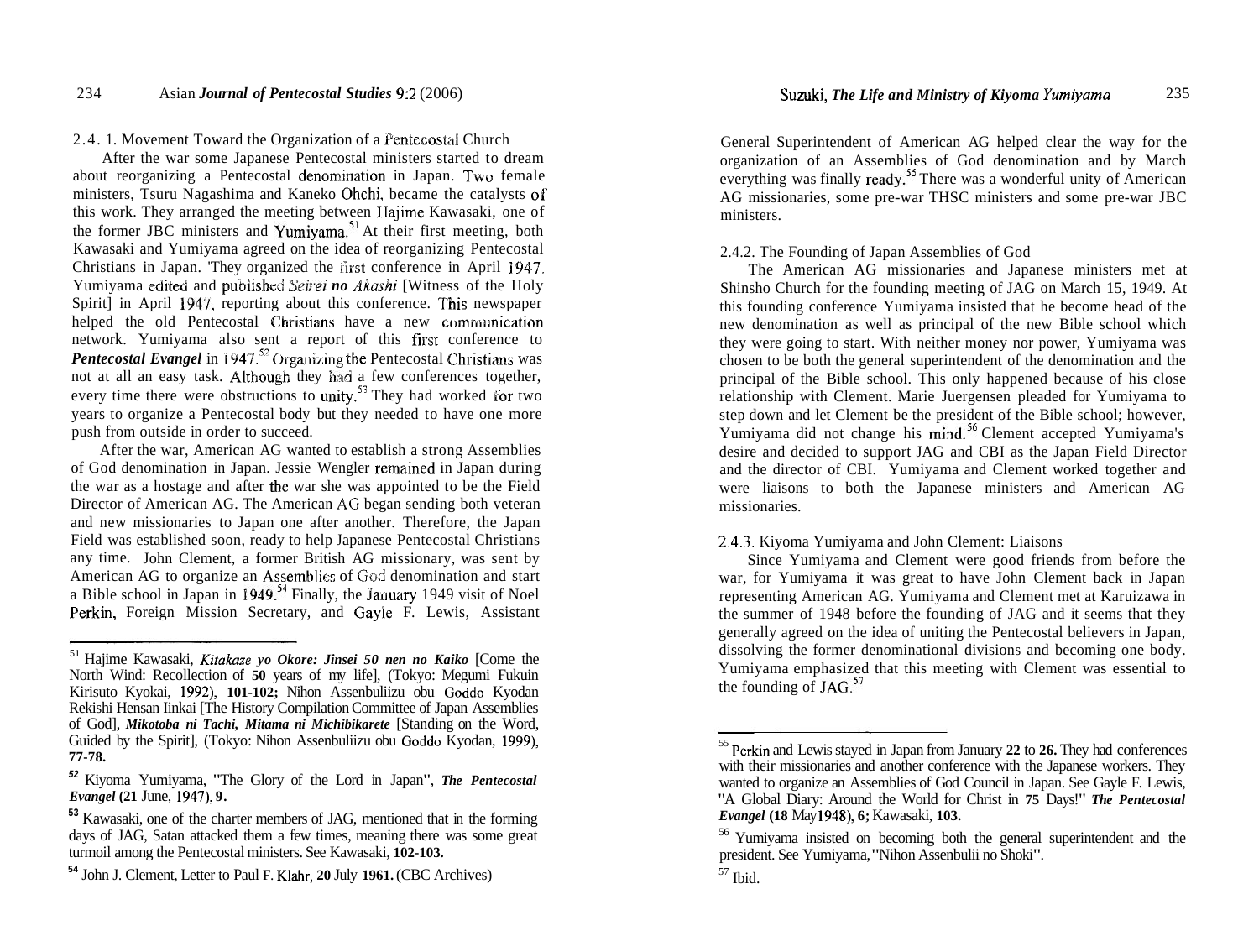### 2.4.1. Movement Toward the Organization of a Pentecostal Church

After the war some Japanese Pentecostal ministers started to dream about reorganizing a Pentecostal denomination in Japan. Two female ministers, Tsuru Nagashima and Kaneko Ohchi, became the catalysts of this work. They arranged the meeting between Hajime Kawasaki, one of the former JBC ministers and Yumiyama.[51] At their first meeting, both Kawasaki and Yumiyama agreed on the idea of reorganizing Pentecostal Christians in Japan. They organized the first conference in April 1947. Yumiyama edited and published *Seirei no Akashi* [Witness of the Holy Spirit] in April 1947, reporting about this conference. This newspaper helped the old Pentecostal Christians have a new communication network. Yumiyama also sent a report of this first conference to ***Pentecostal Evangel*** in 1947.[52] Organizing the Pentecostal Christians was not at all an easy task. Although they had a few conferences together, every time there were obstructions to unity.[53] They had worked for two years to organize a Pentecostal body but they needed to have one more push from outside in order to succeed.

After the war, American AG wanted to establish a strong Assemblies of God denomination in Japan. Jessie Wengler remained in Japan during the war as a hostage and after the war she was appointed to be the Field Director of American AG. The American AG began sending both veteran and new missionaries to Japan one after another. Therefore, the Japan Field was established soon, ready to help Japanese Pentecostal Christians any time. John Clement, a former British AG missionary, was sent by American AG to organize an Assemblies of God denomination and start a Bible school in Japan in 1949.[54] Finally, the January 1949 visit of Noel Perkin, Foreign Mission Secretary, and Gayle F. Lewis, Assistant General Superintendent of American AG helped clear the way for the organization of an Assemblies of God denomination and by March everything was finally ready.[55] There was a wonderful unity of American AG missionaries, some pre-war THSC ministers and some pre-war JBC ministers.

### 2.4.2. The Founding of Japan Assemblies of God

The American AG missionaries and Japanese ministers met at Shinsho Church for the founding meeting of JAG on March 15, 1949. At this founding conference Yumiyama insisted that he become head of the new denomination as well as principal of the new Bible school which they were going to start. With neither money nor power, Yumiyama was chosen to be both the general superintendent of the denomination and the principal of the Bible school. This only happened because of his close relationship with Clement. Marie Juergensen pleaded for Yumiyama to step down and let Clement be the president of the Bible school; however, Yumiyama did not change his mind.[56] Clement accepted Yumiyama's desire and decided to support JAG and CBI as the Japan Field Director and the director of CBI. Yumiyama and Clement worked together and were liaisons to both the Japanese ministers and American AG missionaries.

### 2.4.3. Kiyoma Yumiyama and John Clement: Liaisons

Since Yumiyama and Clement were good friends from before the war, for Yumiyama it was great to have John Clement back in Japan representing American AG. Yumiyama and Clement met at Karuizawa in the summer of 1948 before the founding of JAG and it seems that they generally agreed on the idea of uniting the Pentecostal believers in Japan, dissolving the former denominational divisions and becoming one body. Yumiyama emphasized that this meeting with Clement was essential to the founding of JAG.[57]

---

[51] Hajime Kawasaki, *Kitakaze yo Okore: Jinsei 50 nen no Kaiko* [Come the North Wind: Recollection of 50 years of my life], (Tokyo: Megumi Fukuin Kirisuto Kyokai, 1992), 101-102; Nihon Assenbuliizu obu Goddo Kyodan Rekishi Hensan Iinkai [The History Compilation Committee of Japan Assemblies of God], ***Mikotoba ni Tachi, Mitama ni Michibikarete*** [Standing on the Word, Guided by the Spirit], (Tokyo: Nihon Assenbuliizu obu Goddo Kyodan, 1999), 77-78.

[52] Kiyoma Yumiyama, "The Glory of the Lord in Japan", ***The Pentecostal Evangel*** (21 June, 1947), 9.

[53] Kawasaki, one of the charter members of JAG, mentioned that in the forming days of JAG, Satan attacked them a few times, meaning there was some great turmoil among the Pentecostal ministers. See Kawasaki, 102-103.

[54] John J. Clement, Letter to Paul F. Klahr, 20 July 1961. (CBC Archives)

[55] Perkin and Lewis stayed in Japan from January 22 to 26. They had conferences with their missionaries and another conference with the Japanese workers. They wanted to organize an Assemblies of God Council in Japan. See Gayle F. Lewis, "A Global Diary: Around the World for Christ in 75 Days!" ***The Pentecostal Evangel*** (18 May 1948), 6; Kawasaki, 103.

[56] Yumiyama insisted on becoming both the general superintendent and the president. See Yumiyama, "Nihon Assenbulii no Shoki".

[57] Ibid.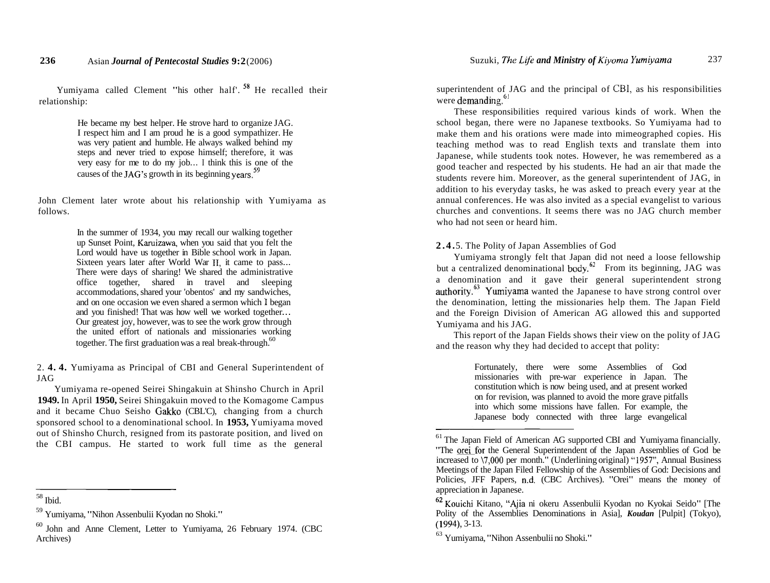Yumiyama called Clement "his other half'.[58] He recalled their relationship:

> He became my best helper. He strove hard to organize JAG. I respect him and I am proud he is a good sympathizer. He was very patient and humble. He always walked behind my steps and never tried to expose himself; therefore, it was very easy for me to do my job... I think this is one of the causes of the JAG's growth in its beginning years.[59]

John Clement later wrote about his relationship with Yumiyama as follows.

> In the summer of 1934, you may recall our walking together up Sunset Point, Karuizawa, when you said that you felt the Lord would have us together in Bible school work in Japan. Sixteen years later after World War II, it came to pass... There were days of sharing! We shared the administrative office together, shared in travel and sleeping accommodations, shared your 'obentos' and my sandwiches, and on one occasion we even shared a sermon which I began and you finished! That was how well we worked together... Our greatest joy, however, was to see the work grow through the united effort of nationals and missionaries working together. The first graduation was a real break-through.[60]

2. **4. 4.** Yumiyama as Principal of CBI and General Superintendent of JAG

Yumiyama re-opened Seirei Shingakuin at Shinsho Church in April **1949.** In April **1950,** Seirei Shingakuin moved to the Komagome Campus and it became Chuo Seisho Gakko (CBL'C), changing from a church sponsored school to a denominational school. In **1953,** Yumiyama moved out of Shinsho Church, resigned from its pastorate position, and lived on the CBI campus. He started to work full time as the general superintendent of JAG and the principal of CBI, as his responsibilities were demanding.[61]

These responsibilities required various kinds of work. When the school began, there were no Japanese textbooks. So Yumiyama had to make them and his orations were made into mimeographed copies. His teaching method was to read English texts and translate them into Japanese, while students took notes. However, he was remembered as a good teacher and respected by his students. He had an air that made the students revere him. Moreover, as the general superintendent of JAG, in addition to his everyday tasks, he was asked to preach every year at the annual conferences. He was also invited as a special evangelist to various churches and conventions. It seems there was no JAG church member who had not seen or heard him.

**2.4.**5. The Polity of Japan Assemblies of God

Yumiyama strongly felt that Japan did not need a loose fellowship but a centralized denominational body.[62] From its beginning, JAG was a denomination and it gave their general superintendent strong authority.[63] Yumiyama wanted the Japanese to have strong control over the denomination, letting the missionaries help them. The Japan Field and the Foreign Division of American AG allowed this and supported Yumiyama and his JAG.

This report of the Japan Fields shows their view on the polity of JAG and the reason why they had decided to accept that polity:

> Fortunately, there were some Assemblies of God missionaries with pre-war experience in Japan. The constitution which is now being used, and at present worked on for revision, was planned to avoid the more grave pitfalls into which some missions have fallen. For example, the Japanese body connected with three large evangelical

---

[58] Ibid.

[59] Yumiyama, "Nihon Assenbulii Kyodan no Shoki."

[60] John and Anne Clement, Letter to Yumiyama, 26 February 1974. (CBC Archives)

[61] The Japan Field of American AG supported CBI and Yumiyama financially. "The orei for the General Superintendent of the Japan Assemblies of God be increased to \7,000 per month." (Underlining original) "1957", Annual Business Meetings of the Japan Filed Fellowship of the Assemblies of God: Decisions and Policies, JFF Papers, n.d. (CBC Archives). "Orei" means the money of appreciation in Japanese.

[62] Kouichi Kitano, "Ajia ni okeru Assenbulii Kyodan no Kyokai Seido" [The Polity of the Assemblies Denominations in Asia], *Koudan* [Pulpit] (Tokyo), (1994), 3-13.

[63] Yumiyama, "Nihon Assenbulii no Shoki."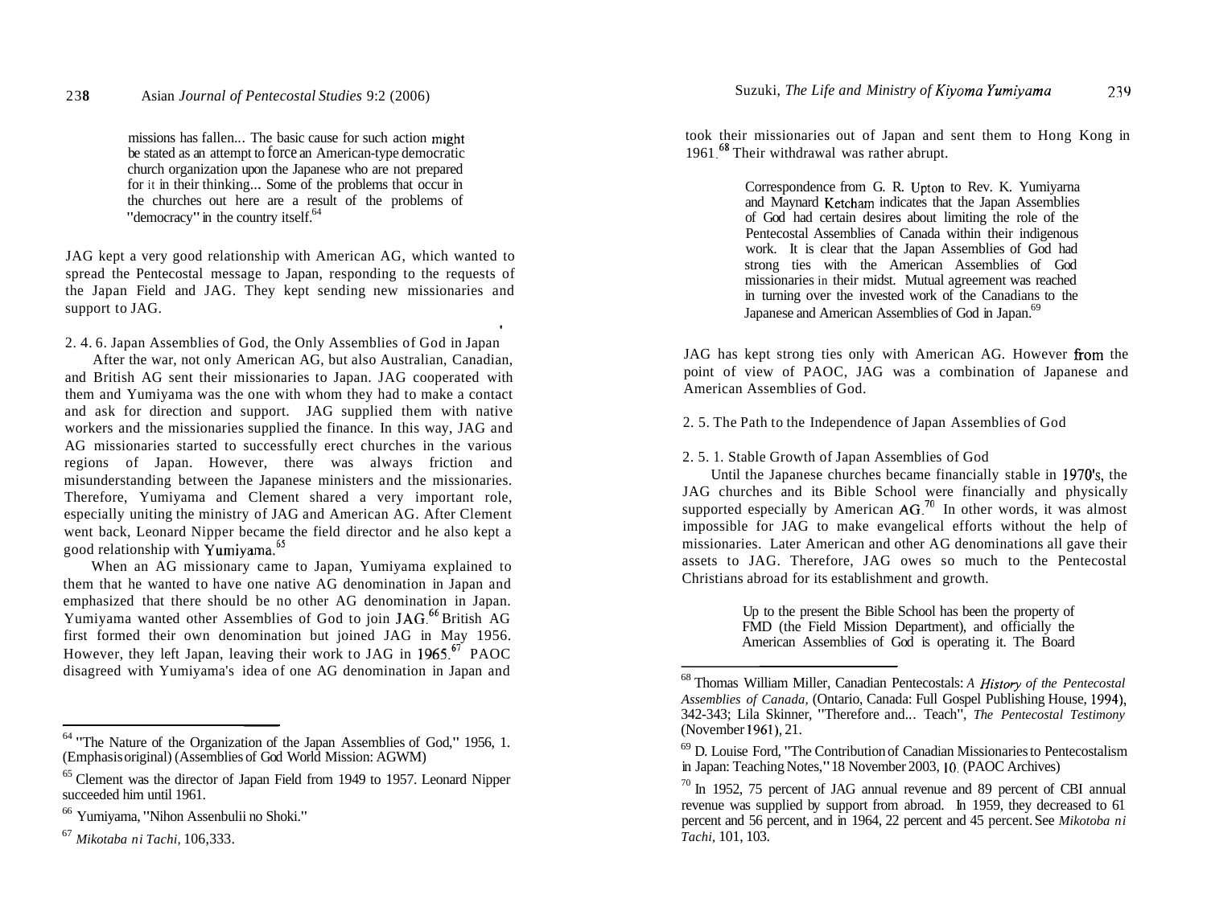> missions has fallen... The basic cause for such action might be stated as an attempt to force an American-type democratic church organization upon the Japanese who are not prepared for it in their thinking... Some of the problems that occur in the churches out here are a result of the problems of "democracy" in the country itself.[64]

JAG kept a very good relationship with American AG, which wanted to spread the Pentecostal message to Japan, responding to the requests of the Japan Field and JAG. They kept sending new missionaries and support to JAG.

2. 4. 6. Japan Assemblies of God, the Only Assemblies of God in Japan

After the war, not only American AG, but also Australian, Canadian, and British AG sent their missionaries to Japan. JAG cooperated with them and Yumiyama was the one with whom they had to make a contact and ask for direction and support. JAG supplied them with native workers and the missionaries supplied the finance. In this way, JAG and AG missionaries started to successfully erect churches in the various regions of Japan. However, there was always friction and misunderstanding between the Japanese ministers and the missionaries. Therefore, Yumiyama and Clement shared a very important role, especially uniting the ministry of JAG and American AG. After Clement went back, Leonard Nipper became the field director and he also kept a good relationship with Yumiyama.[65]

When an AG missionary came to Japan, Yumiyama explained to them that he wanted to have one native AG denomination in Japan and emphasized that there should be no other AG denomination in Japan. Yumiyama wanted other Assemblies of God to join JAG.[66] British AG first formed their own denomination but joined JAG in May 1956. However, they left Japan, leaving their work to JAG in 1965.[67] PAOC disagreed with Yumiyama's idea of one AG denomination in Japan and took their missionaries out of Japan and sent them to Hong Kong in 1961.[68] Their withdrawal was rather abrupt.

> Correspondence from G. R. Upton to Rev. K. Yumiyarna and Maynard Ketcham indicates that the Japan Assemblies of God had certain desires about limiting the role of the Pentecostal Assemblies of Canada within their indigenous work. It is clear that the Japan Assemblies of God had strong ties with the American Assemblies of God missionaries in their midst. Mutual agreement was reached in turning over the invested work of the Canadians to the Japanese and American Assemblies of God in Japan.[69]

JAG has kept strong ties only with American AG. However from the point of view of PAOC, JAG was a combination of Japanese and American Assemblies of God.

2. 5. The Path to the Independence of Japan Assemblies of God

2. 5. 1. Stable Growth of Japan Assemblies of God

Until the Japanese churches became financially stable in 1970's, the JAG churches and its Bible School were financially and physically supported especially by American AG.[70] In other words, it was almost impossible for JAG to make evangelical efforts without the help of missionaries. Later American and other AG denominations all gave their assets to JAG. Therefore, JAG owes so much to the Pentecostal Christians abroad for its establishment and growth.

> Up to the present the Bible School has been the property of FMD (the Field Mission Department), and officially the American Assemblies of God is operating it. The Board

---

[64] "The Nature of the Organization of the Japan Assemblies of God," 1956, 1. (Emphasis original) (Assemblies of God World Mission: AGWM)

[65] Clement was the director of Japan Field from 1949 to 1957. Leonard Nipper succeeded him until 1961.

[66] Yumiyama, "Nihon Assenbulii no Shoki."

[67] *Mikotoba ni Tachi*, 106,333.

[68] Thomas William Miller, Canadian Pentecostals: *A History of the Pentecostal Assemblies of Canada,* (Ontario, Canada: Full Gospel Publishing House, 1994), 342-343; Lila Skinner, "Therefore and... Teach", *The Pentecostal Testimony* (November 1961), 21.

[69] D. Louise Ford, "The Contribution of Canadian Missionaries to Pentecostalism in Japan: Teaching Notes," 18 November 2003, 10. (PAOC Archives)

[70] In 1952, 75 percent of JAG annual revenue and 89 percent of CBI annual revenue was supplied by support from abroad. In 1959, they decreased to 61 percent and 56 percent, and in 1964, 22 percent and 45 percent. See *Mikotoba ni Tachi*, 101, 103.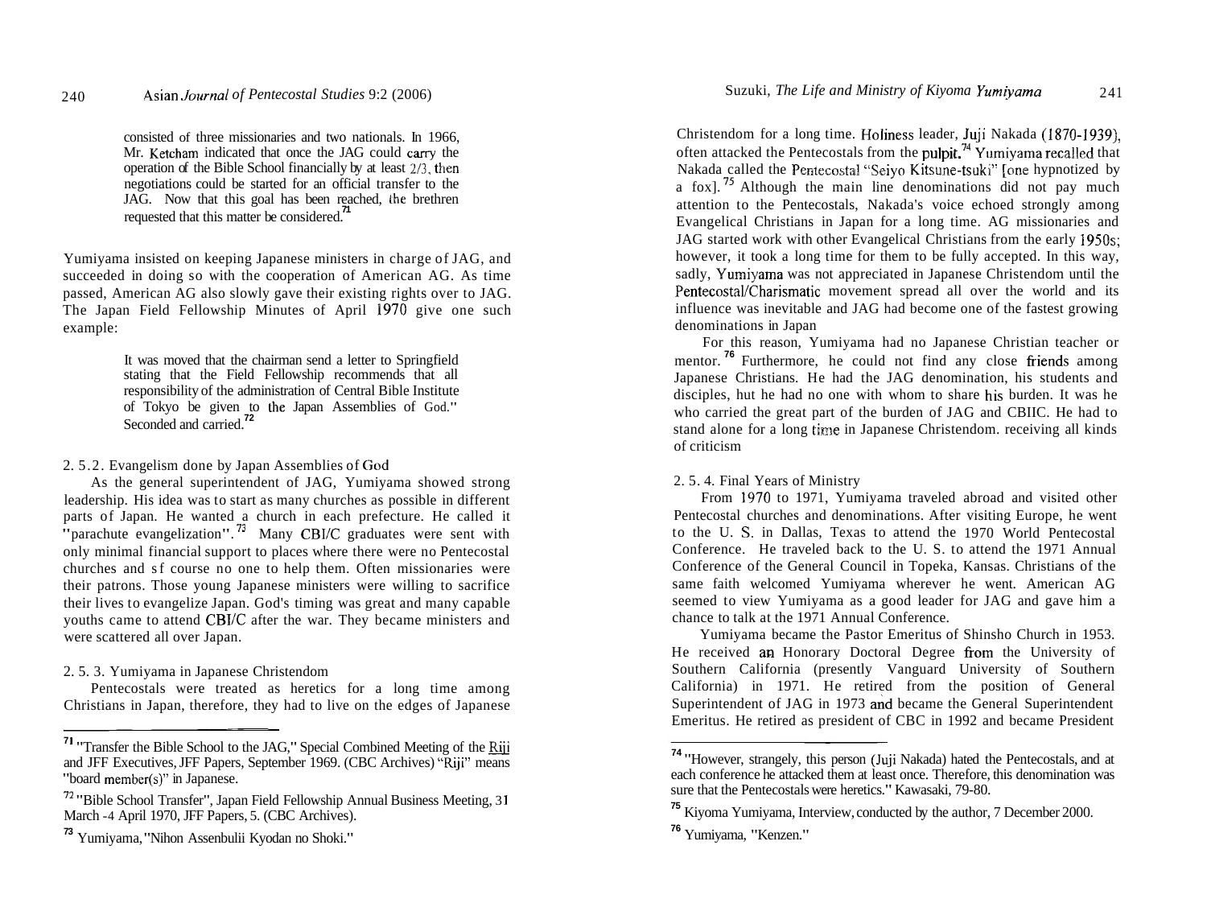consisted of three missionaries and two nationals. In 1966, Mr. Ketcham indicated that once the JAG could carry the operation of the Bible School financially by at least 2/3, then negotiations could be started for an official transfer to the JAG. Now that this goal has been reached, the brethren requested that this matter be considered.[71]

Yumiyama insisted on keeping Japanese ministers in charge of JAG, and succeeded in doing so with the cooperation of American AG. As time passed, American AG also slowly gave their existing rights over to JAG. The Japan Field Fellowship Minutes of April 1970 give one such example:

> It was moved that the chairman send a letter to Springfield stating that the Field Fellowship recommends that all responsibility of the administration of Central Bible Institute of Tokyo be given to the Japan Assemblies of God." Seconded and carried.[72]

2. 5.2. Evangelism done by Japan Assemblies of God

As the general superintendent of JAG, Yumiyama showed strong leadership. His idea was to start as many churches as possible in different parts of Japan. He wanted a church in each prefecture. He called it "parachute evangelization".[73] Many CBI/C graduates were sent with only minimal financial support to places where there were no Pentecostal churches and sf course no one to help them. Often missionaries were their patrons. Those young Japanese ministers were willing to sacrifice their lives to evangelize Japan. God's timing was great and many capable youths came to attend CBI/C after the war. They became ministers and were scattered all over Japan.

2. 5. 3. Yumiyama in Japanese Christendom

Pentecostals were treated as heretics for a long time among Christians in Japan, therefore, they had to live on the edges of Japanese Christendom for a long time. Holiness leader, Juji Nakada (1870-1939), often attacked the Pentecostals from the pulpit.[74] Yumiyama recalled that Nakada called the Pentecostal "Seiyo Kitsune-tsuki" [one hypnotized by a fox].[75] Although the main line denominations did not pay much attention to the Pentecostals, Nakada's voice echoed strongly among Evangelical Christians in Japan for a long time. AG missionaries and JAG started work with other Evangelical Christians from the early 1950s; however, it took a long time for them to be fully accepted. In this way, sadly, Yumiyama was not appreciated in Japanese Christendom until the Pentecostal/Charismatic movement spread all over the world and its influence was inevitable and JAG had become one of the fastest growing denominations in Japan

For this reason, Yumiyama had no Japanese Christian teacher or mentor.[76] Furthermore, he could not find any close friends among Japanese Christians. He had the JAG denomination, his students and disciples, hut he had no one with whom to share his burden. It was he who carried the great part of the burden of JAG and CBIIC. He had to stand alone for a long time in Japanese Christendom. receiving all kinds of criticism

2. 5. 4. Final Years of Ministry

From 1970 to 1971, Yumiyama traveled abroad and visited other Pentecostal churches and denominations. After visiting Europe, he went to the U. S. in Dallas, Texas to attend the 1970 World Pentecostal Conference. He traveled back to the U. S. to attend the 1971 Annual Conference of the General Council in Topeka, Kansas. Christians of the same faith welcomed Yumiyama wherever he went. American AG seemed to view Yumiyama as a good leader for JAG and gave him a chance to talk at the 1971 Annual Conference.

Yumiyama became the Pastor Emeritus of Shinsho Church in 1953. He received an Honorary Doctoral Degree from the University of Southern California (presently Vanguard University of Southern California) in 1971. He retired from the position of General Superintendent of JAG in 1973 and became the General Superintendent Emeritus. He retired as president of CBC in 1992 and became President

---

[71] "Transfer the Bible School to the JAG," Special Combined Meeting of the Riji and JFF Executives, JFF Papers, September 1969. (CBC Archives) "Riji" means "board member(s)" in Japanese.

[72] "Bible School Transfer", Japan Field Fellowship Annual Business Meeting, 31 March -4 April 1970, JFF Papers, 5. (CBC Archives).

[73] Yumiyama, "Nihon Assenbulii Kyodan no Shoki."

[74] "However, strangely, this person (Juji Nakada) hated the Pentecostals, and at each conference he attacked them at least once. Therefore, this denomination was sure that the Pentecostals were heretics." Kawasaki, 79-80.

[75] Kiyoma Yumiyama, Interview, conducted by the author, 7 December 2000.

[76] Yumiyama, "Kenzen."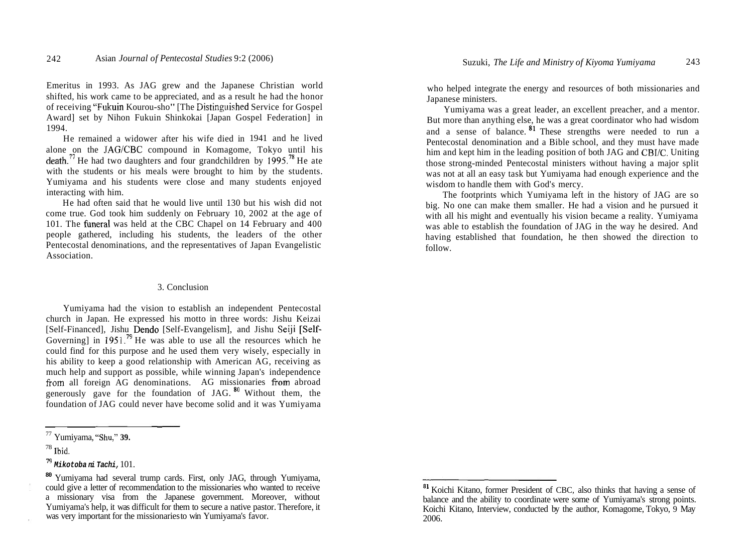Emeritus in 1993. As JAG grew and the Japanese Christian world shifted, his work came to be appreciated, and as a result he had the honor of receiving "Fukuin Kourou-sho" [The Distinguished Service for Gospel Award] set by Nihon Fukuin Shinkokai [Japan Gospel Federation] in 1994.

He remained a widower after his wife died in 1941 and he lived alone on the JAG/CBC compound in Komagome, Tokyo until his death.[77] He had two daughters and four grandchildren by 1995.[78] He ate with the students or his meals were brought to him by the students. Yumiyama and his students were close and many students enjoyed interacting with him.

He had often said that he would live until 130 but his wish did not come true. God took him suddenly on February 10, 2002 at the age of 101. The funeral was held at the CBC Chapel on 14 February and 400 people gathered, including his students, the leaders of the other Pentecostal denominations, and the representatives of Japan Evangelistic Association.

## 3. Conclusion

Yumiyama had the vision to establish an independent Pentecostal church in Japan. He expressed his motto in three words: Jishu Keizai [Self-Financed], Jishu Dendo [Self-Evangelism], and Jishu Seiji [Self-Governing] in 1951.[79] He was able to use all the resources which he could find for this purpose and he used them very wisely, especially in his ability to keep a good relationship with American AG, receiving as much help and support as possible, while winning Japan's independence from all foreign AG denominations. AG missionaries from abroad generously gave for the foundation of JAG.[80] Without them, the foundation of JAG could never have become solid and it was Yumiyama who helped integrate the energy and resources of both missionaries and Japanese ministers.

Yumiyama was a great leader, an excellent preacher, and a mentor. But more than anything else, he was a great coordinator who had wisdom and a sense of balance.[81] These strengths were needed to run a Pentecostal denomination and a Bible school, and they must have made him and kept him in the leading position of both JAG and CBI/C. Uniting those strong-minded Pentecostal ministers without having a major split was not at all an easy task but Yumiyama had enough experience and the wisdom to handle them with God's mercy.

The footprints which Yumiyama left in the history of JAG are so big. No one can make them smaller. He had a vision and he pursued it with all his might and eventually his vision became a reality. Yumiyama was able to establish the foundation of JAG in the way he desired. And having established that foundation, he then showed the direction to follow.

---

[77] Yumiyama, "Shu," 39.

[78] Ibid.

[79] *Mikotoba ni Tachi*, 101.

[80] Yumiyama had several trump cards. First, only JAG, through Yumiyama, could give a letter of recommendation to the missionaries who wanted to receive a missionary visa from the Japanese government. Moreover, without Yumiyama's help, it was difficult for them to secure a native pastor. Therefore, it was very important for the missionaries to win Yumiyama's favor.

[81] Koichi Kitano, former President of CBC, also thinks that having a sense of balance and the ability to coordinate were some of Yumiyama's strong points. Koichi Kitano, Interview, conducted by the author, Komagome, Tokyo, 9 May 2006.